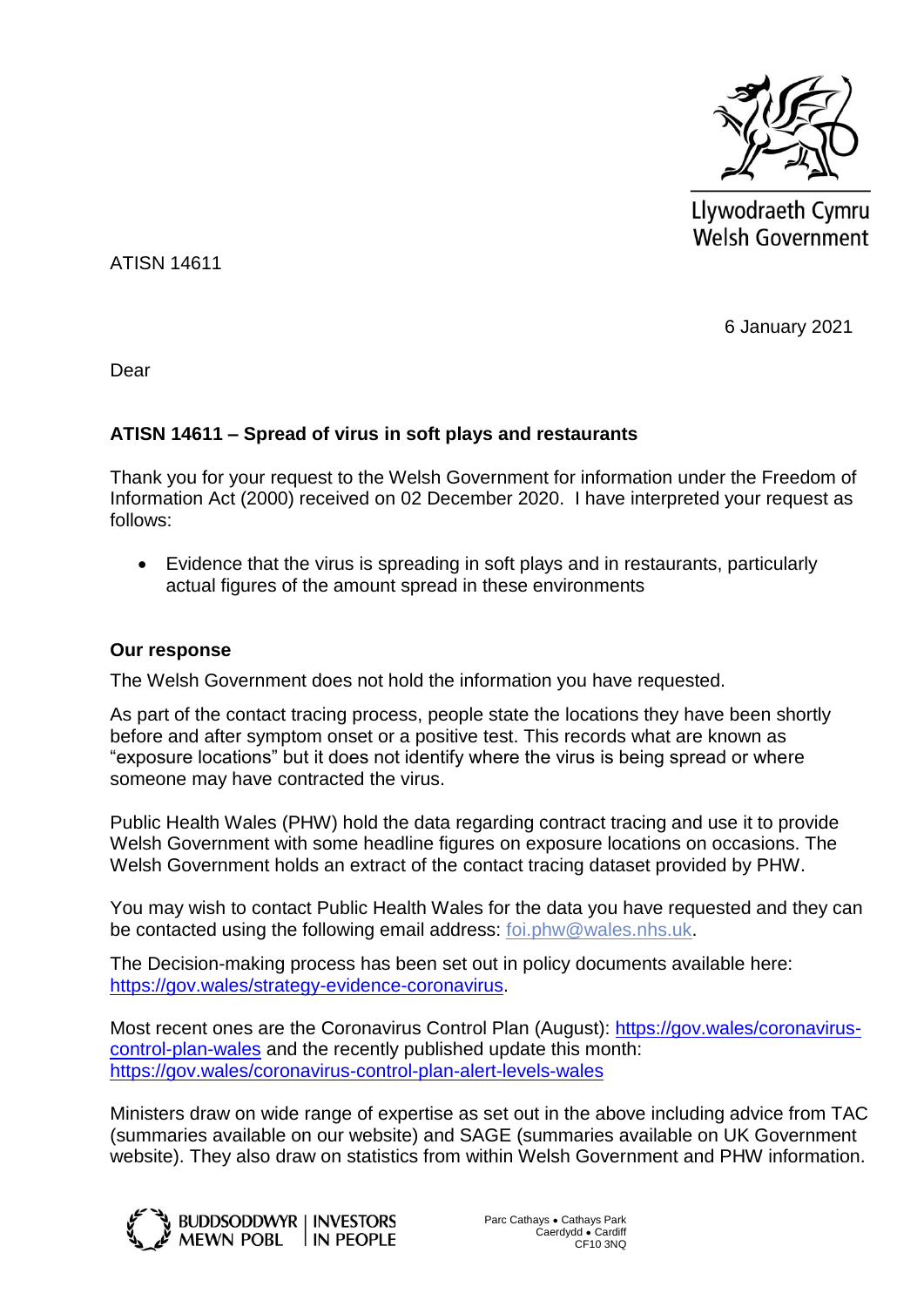Llywodraeth Cymru
Welsh Government

ATISN 14611

6 January 2021

Dear

**ATISN 14611 – Spread of virus in soft plays and restaurants**

Thank you for your request to the Welsh Government for information under the Freedom of Information Act (2000) received on 02 December 2020. I have interpreted your request as follows:

- Evidence that the virus is spreading in soft plays and in restaurants, particularly actual figures of the amount spread in these environments

**Our response**

The Welsh Government does not hold the information you have requested.

As part of the contact tracing process, people state the locations they have been shortly before and after symptom onset or a positive test. This records what are known as "exposure locations" but it does not identify where the virus is being spread or where someone may have contracted the virus.

Public Health Wales (PHW) hold the data regarding contract tracing and use it to provide Welsh Government with some headline figures on exposure locations on occasions. The Welsh Government holds an extract of the contact tracing dataset provided by PHW.

You may wish to contact Public Health Wales for the data you have requested and they can be contacted using the following email address: foi.phw@wales.nhs.uk.

The Decision-making process has been set out in policy documents available here: https://gov.wales/strategy-evidence-coronavirus.

Most recent ones are the Coronavirus Control Plan (August): https://gov.wales/coronavirus-control-plan-wales and the recently published update this month: https://gov.wales/coronavirus-control-plan-alert-levels-wales

Ministers draw on wide range of expertise as set out in the above including advice from TAC (summaries available on our website) and SAGE (summaries available on UK Government website). They also draw on statistics from within Welsh Government and PHW information.

BUDDSODDWYR MEWN POBL | INVESTORS IN PEOPLE

Parc Cathays • Cathays Park
Caerdydd • Cardiff
CF10 3NQ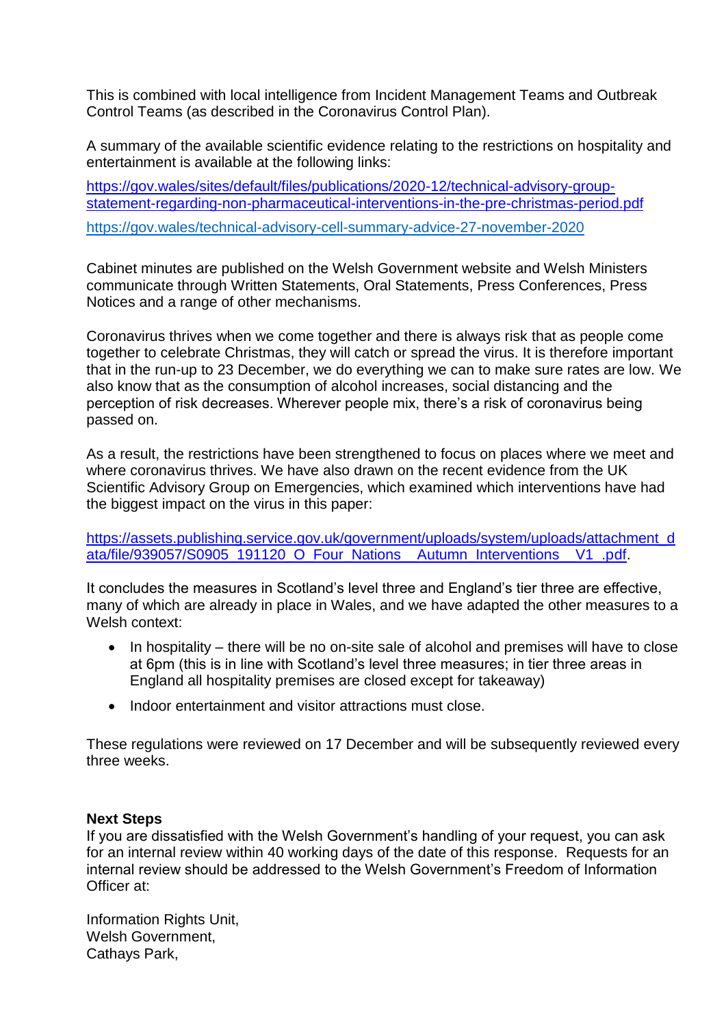This is combined with local intelligence from Incident Management Teams and Outbreak Control Teams (as described in the Coronavirus Control Plan).

A summary of the available scientific evidence relating to the restrictions on hospitality and entertainment is available at the following links:

https://gov.wales/sites/default/files/publications/2020-12/technical-advisory-group-statement-regarding-non-pharmaceutical-interventions-in-the-pre-christmas-period.pdf

https://gov.wales/technical-advisory-cell-summary-advice-27-november-2020

Cabinet minutes are published on the Welsh Government website and Welsh Ministers communicate through Written Statements, Oral Statements, Press Conferences, Press Notices and a range of other mechanisms.

Coronavirus thrives when we come together and there is always risk that as people come together to celebrate Christmas, they will catch or spread the virus. It is therefore important that in the run-up to 23 December, we do everything we can to make sure rates are low. We also know that as the consumption of alcohol increases, social distancing and the perception of risk decreases. Wherever people mix, there's a risk of coronavirus being passed on.

As a result, the restrictions have been strengthened to focus on places where we meet and where coronavirus thrives. We have also drawn on the recent evidence from the UK Scientific Advisory Group on Emergencies, which examined which interventions have had the biggest impact on the virus in this paper:

https://assets.publishing.service.gov.uk/government/uploads/system/uploads/attachment_data/file/939057/S0905_191120_O_Four_Nations__Autumn_Interventions__V1_.pdf.

It concludes the measures in Scotland's level three and England's tier three are effective, many of which are already in place in Wales, and we have adapted the other measures to a Welsh context:

- In hospitality – there will be no on-site sale of alcohol and premises will have to close at 6pm (this is in line with Scotland's level three measures; in tier three areas in England all hospitality premises are closed except for takeaway)
- Indoor entertainment and visitor attractions must close.

These regulations were reviewed on 17 December and will be subsequently reviewed every three weeks.

**Next Steps**

If you are dissatisfied with the Welsh Government's handling of your request, you can ask for an internal review within 40 working days of the date of this response. Requests for an internal review should be addressed to the Welsh Government's Freedom of Information Officer at:

Information Rights Unit,
Welsh Government,
Cathays Park,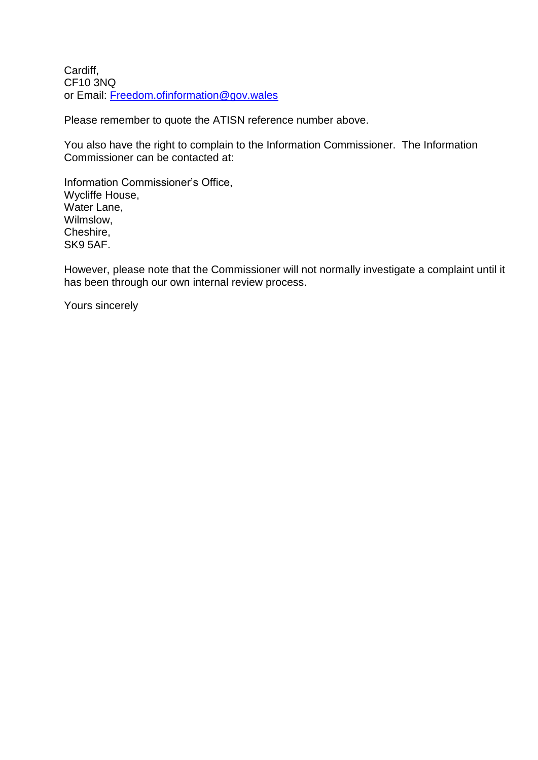Cardiff,
CF10 3NQ
or Email: [Freedom.ofinformation@gov.wales](mailto:Freedom.ofinformation@gov.wales)

Please remember to quote the ATISN reference number above.

You also have the right to complain to the Information Commissioner. The Information Commissioner can be contacted at:

Information Commissioner's Office,
Wycliffe House,
Water Lane,
Wilmslow,
Cheshire,
SK9 5AF.

However, please note that the Commissioner will not normally investigate a complaint until it has been through our own internal review process.

Yours sincerely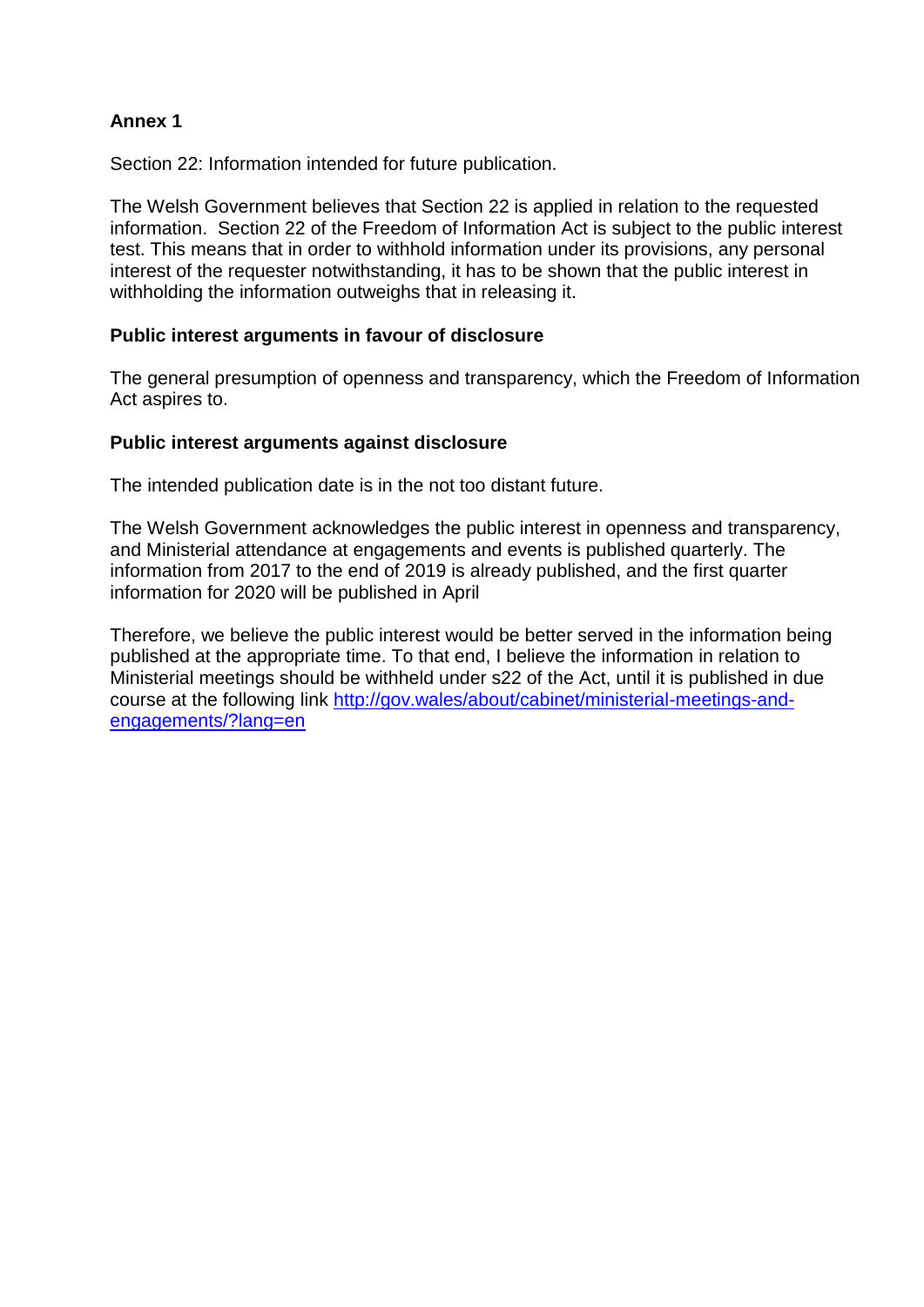**Annex 1**

Section 22: Information intended for future publication.

The Welsh Government believes that Section 22 is applied in relation to the requested information. Section 22 of the Freedom of Information Act is subject to the public interest test. This means that in order to withhold information under its provisions, any personal interest of the requester notwithstanding, it has to be shown that the public interest in withholding the information outweighs that in releasing it.

**Public interest arguments in favour of disclosure**

The general presumption of openness and transparency, which the Freedom of Information Act aspires to.

**Public interest arguments against disclosure**

The intended publication date is in the not too distant future.

The Welsh Government acknowledges the public interest in openness and transparency, and Ministerial attendance at engagements and events is published quarterly. The information from 2017 to the end of 2019 is already published, and the first quarter information for 2020 will be published in April

Therefore, we believe the public interest would be better served in the information being published at the appropriate time. To that end, I believe the information in relation to Ministerial meetings should be withheld under s22 of the Act, until it is published in due course at the following link [http://gov.wales/about/cabinet/ministerial-meetings-and-engagements/?lang=en](http://gov.wales/about/cabinet/ministerial-meetings-and-engagements/?lang=en)